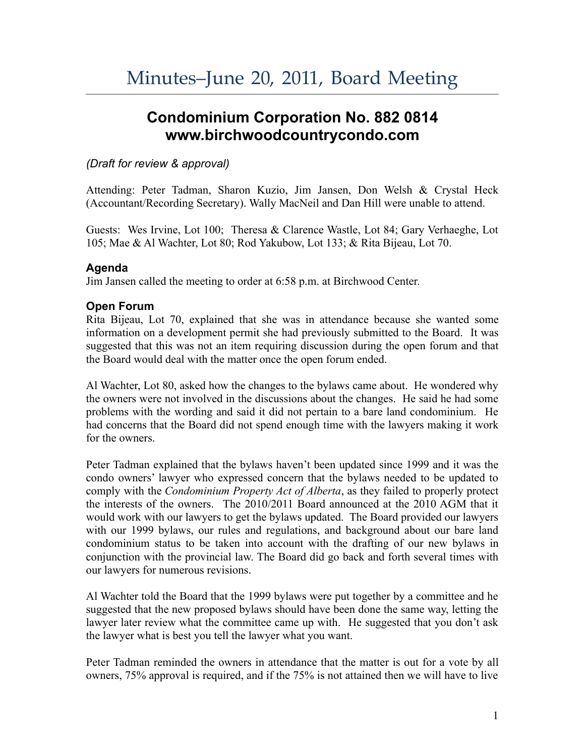# Minutes–June 20, 2011, Board Meeting

## Condominium Corporation No. 882 0814
## www.birchwoodcountrycondo.com

*(Draft for review & approval)*

Attending: Peter Tadman, Sharon Kuzio, Jim Jansen, Don Welsh & Crystal Heck (Accountant/Recording Secretary). Wally MacNeil and Dan Hill were unable to attend.

Guests: Wes Irvine, Lot 100; Theresa & Clarence Wastle, Lot 84; Gary Verhaeghe, Lot 105; Mae & Al Wachter, Lot 80; Rod Yakubow, Lot 133; & Rita Bijeau, Lot 70.

### Agenda

Jim Jansen called the meeting to order at 6:58 p.m. at Birchwood Center.

### Open Forum

Rita Bijeau, Lot 70, explained that she was in attendance because she wanted some information on a development permit she had previously submitted to the Board. It was suggested that this was not an item requiring discussion during the open forum and that the Board would deal with the matter once the open forum ended.

Al Wachter, Lot 80, asked how the changes to the bylaws came about. He wondered why the owners were not involved in the discussions about the changes. He said he had some problems with the wording and said it did not pertain to a bare land condominium. He had concerns that the Board did not spend enough time with the lawyers making it work for the owners.

Peter Tadman explained that the bylaws haven't been updated since 1999 and it was the condo owners' lawyer who expressed concern that the bylaws needed to be updated to comply with the *Condominium Property Act of Alberta*, as they failed to properly protect the interests of the owners. The 2010/2011 Board announced at the 2010 AGM that it would work with our lawyers to get the bylaws updated. The Board provided our lawyers with our 1999 bylaws, our rules and regulations, and background about our bare land condominium status to be taken into account with the drafting of our new bylaws in conjunction with the provincial law. The Board did go back and forth several times with our lawyers for numerous revisions.

Al Wachter told the Board that the 1999 bylaws were put together by a committee and he suggested that the new proposed bylaws should have been done the same way, letting the lawyer later review what the committee came up with. He suggested that you don't ask the lawyer what is best you tell the lawyer what you want.

Peter Tadman reminded the owners in attendance that the matter is out for a vote by all owners, 75% approval is required, and if the 75% is not attained then we will have to live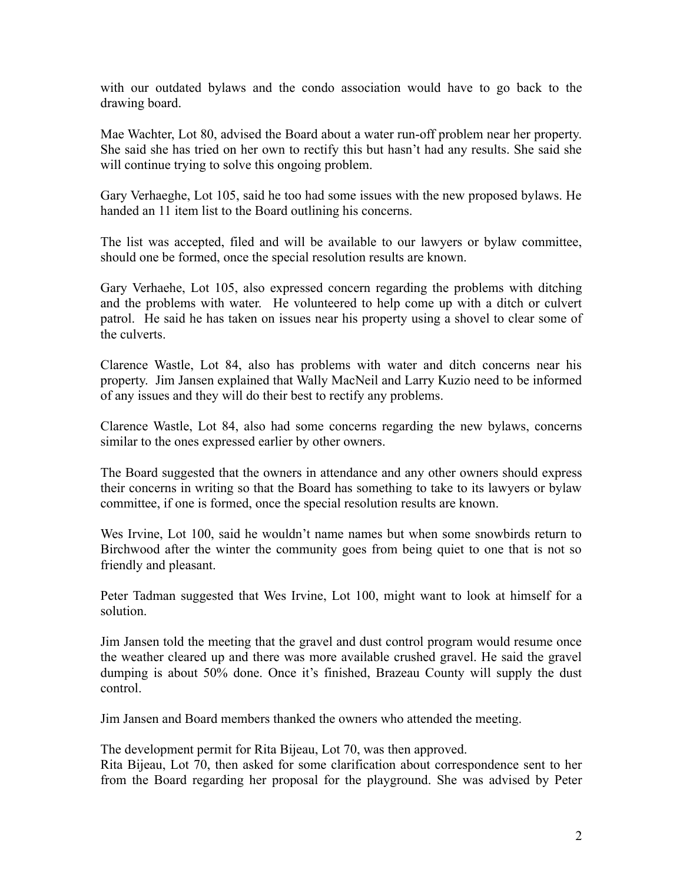with our outdated bylaws and the condo association would have to go back to the drawing board.

Mae Wachter, Lot 80, advised the Board about a water run-off problem near her property. She said she has tried on her own to rectify this but hasn't had any results. She said she will continue trying to solve this ongoing problem.

Gary Verhaeghe, Lot 105, said he too had some issues with the new proposed bylaws. He handed an 11 item list to the Board outlining his concerns.

The list was accepted, filed and will be available to our lawyers or bylaw committee, should one be formed, once the special resolution results are known.

Gary Verhaehe, Lot 105, also expressed concern regarding the problems with ditching and the problems with water. He volunteered to help come up with a ditch or culvert patrol. He said he has taken on issues near his property using a shovel to clear some of the culverts.

Clarence Wastle, Lot 84, also has problems with water and ditch concerns near his property. Jim Jansen explained that Wally MacNeil and Larry Kuzio need to be informed of any issues and they will do their best to rectify any problems.

Clarence Wastle, Lot 84, also had some concerns regarding the new bylaws, concerns similar to the ones expressed earlier by other owners.

The Board suggested that the owners in attendance and any other owners should express their concerns in writing so that the Board has something to take to its lawyers or bylaw committee, if one is formed, once the special resolution results are known.

Wes Irvine, Lot 100, said he wouldn't name names but when some snowbirds return to Birchwood after the winter the community goes from being quiet to one that is not so friendly and pleasant.

Peter Tadman suggested that Wes Irvine, Lot 100, might want to look at himself for a solution.

Jim Jansen told the meeting that the gravel and dust control program would resume once the weather cleared up and there was more available crushed gravel. He said the gravel dumping is about 50% done. Once it's finished, Brazeau County will supply the dust control.

Jim Jansen and Board members thanked the owners who attended the meeting.

The development permit for Rita Bijeau, Lot 70, was then approved.
Rita Bijeau, Lot 70, then asked for some clarification about correspondence sent to her from the Board regarding her proposal for the playground. She was advised by Peter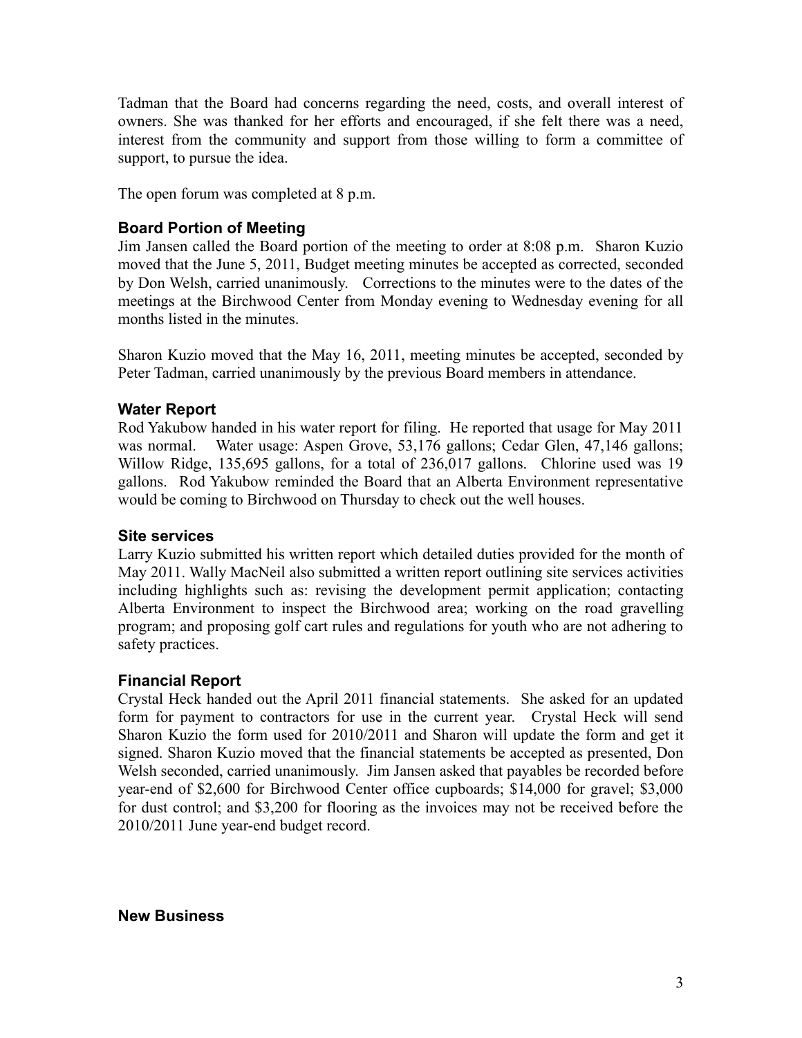Tadman that the Board had concerns regarding the need, costs, and overall interest of owners. She was thanked for her efforts and encouraged, if she felt there was a need, interest from the community and support from those willing to form a committee of support, to pursue the idea.

The open forum was completed at 8 p.m.

### Board Portion of Meeting

Jim Jansen called the Board portion of the meeting to order at 8:08 p.m. Sharon Kuzio moved that the June 5, 2011, Budget meeting minutes be accepted as corrected, seconded by Don Welsh, carried unanimously. Corrections to the minutes were to the dates of the meetings at the Birchwood Center from Monday evening to Wednesday evening for all months listed in the minutes.

Sharon Kuzio moved that the May 16, 2011, meeting minutes be accepted, seconded by Peter Tadman, carried unanimously by the previous Board members in attendance.

### Water Report

Rod Yakubow handed in his water report for filing. He reported that usage for May 2011 was normal. Water usage: Aspen Grove, 53,176 gallons; Cedar Glen, 47,146 gallons; Willow Ridge, 135,695 gallons, for a total of 236,017 gallons. Chlorine used was 19 gallons. Rod Yakubow reminded the Board that an Alberta Environment representative would be coming to Birchwood on Thursday to check out the well houses.

### Site services

Larry Kuzio submitted his written report which detailed duties provided for the month of May 2011. Wally MacNeil also submitted a written report outlining site services activities including highlights such as: revising the development permit application; contacting Alberta Environment to inspect the Birchwood area; working on the road gravelling program; and proposing golf cart rules and regulations for youth who are not adhering to safety practices.

### Financial Report

Crystal Heck handed out the April 2011 financial statements. She asked for an updated form for payment to contractors for use in the current year. Crystal Heck will send Sharon Kuzio the form used for 2010/2011 and Sharon will update the form and get it signed. Sharon Kuzio moved that the financial statements be accepted as presented, Don Welsh seconded, carried unanimously. Jim Jansen asked that payables be recorded before year-end of $2,600 for Birchwood Center office cupboards; $14,000 for gravel; $3,000 for dust control; and $3,200 for flooring as the invoices may not be received before the 2010/2011 June year-end budget record.

### New Business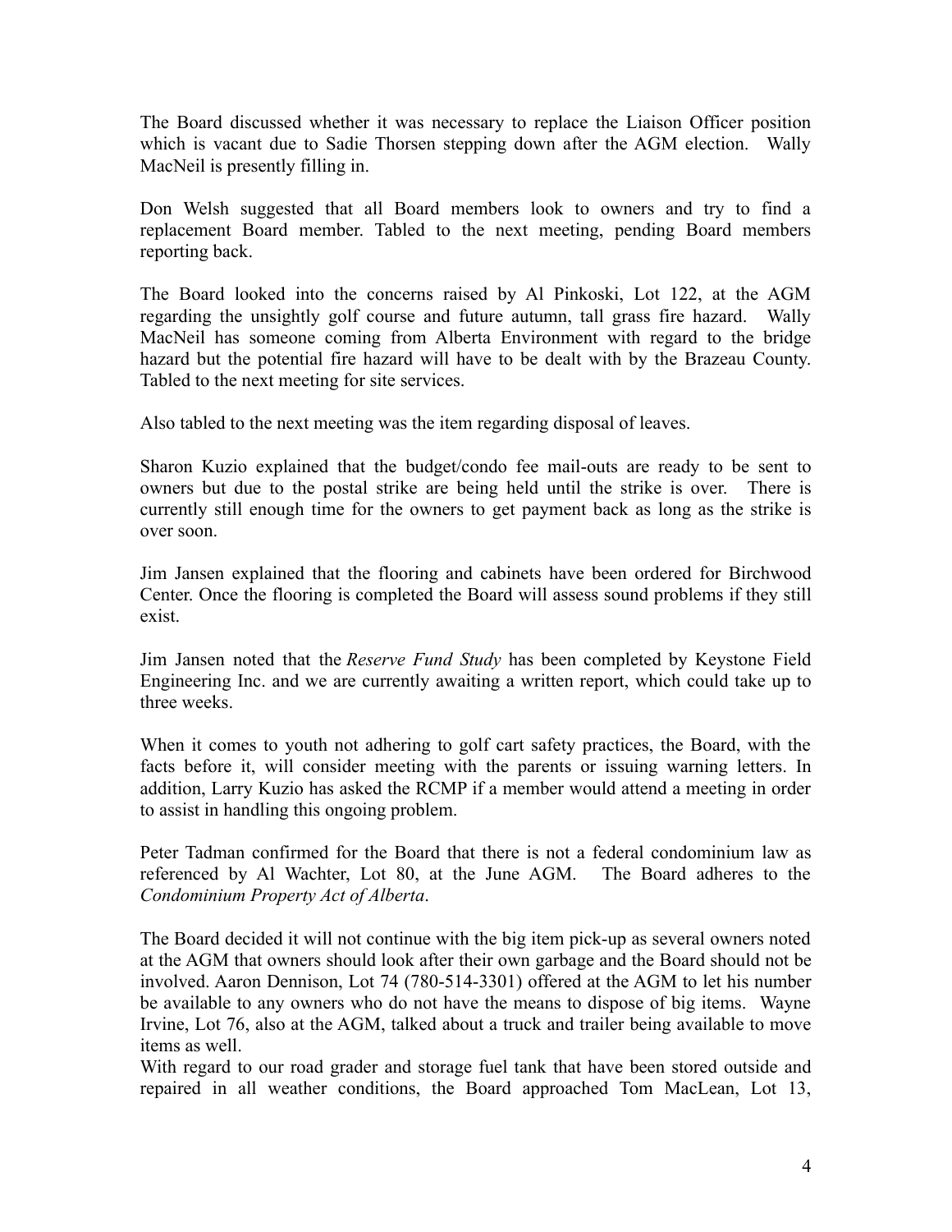The Board discussed whether it was necessary to replace the Liaison Officer position which is vacant due to Sadie Thorsen stepping down after the AGM election. Wally MacNeil is presently filling in.

Don Welsh suggested that all Board members look to owners and try to find a replacement Board member. Tabled to the next meeting, pending Board members reporting back.

The Board looked into the concerns raised by Al Pinkoski, Lot 122, at the AGM regarding the unsightly golf course and future autumn, tall grass fire hazard. Wally MacNeil has someone coming from Alberta Environment with regard to the bridge hazard but the potential fire hazard will have to be dealt with by the Brazeau County. Tabled to the next meeting for site services.

Also tabled to the next meeting was the item regarding disposal of leaves.

Sharon Kuzio explained that the budget/condo fee mail-outs are ready to be sent to owners but due to the postal strike are being held until the strike is over. There is currently still enough time for the owners to get payment back as long as the strike is over soon.

Jim Jansen explained that the flooring and cabinets have been ordered for Birchwood Center. Once the flooring is completed the Board will assess sound problems if they still exist.

Jim Jansen noted that the *Reserve Fund Study* has been completed by Keystone Field Engineering Inc. and we are currently awaiting a written report, which could take up to three weeks.

When it comes to youth not adhering to golf cart safety practices, the Board, with the facts before it, will consider meeting with the parents or issuing warning letters. In addition, Larry Kuzio has asked the RCMP if a member would attend a meeting in order to assist in handling this ongoing problem.

Peter Tadman confirmed for the Board that there is not a federal condominium law as referenced by Al Wachter, Lot 80, at the June AGM. The Board adheres to the *Condominium Property Act of Alberta*.

The Board decided it will not continue with the big item pick-up as several owners noted at the AGM that owners should look after their own garbage and the Board should not be involved. Aaron Dennison, Lot 74 (780-514-3301) offered at the AGM to let his number be available to any owners who do not have the means to dispose of big items. Wayne Irvine, Lot 76, also at the AGM, talked about a truck and trailer being available to move items as well.

With regard to our road grader and storage fuel tank that have been stored outside and repaired in all weather conditions, the Board approached Tom MacLean, Lot 13,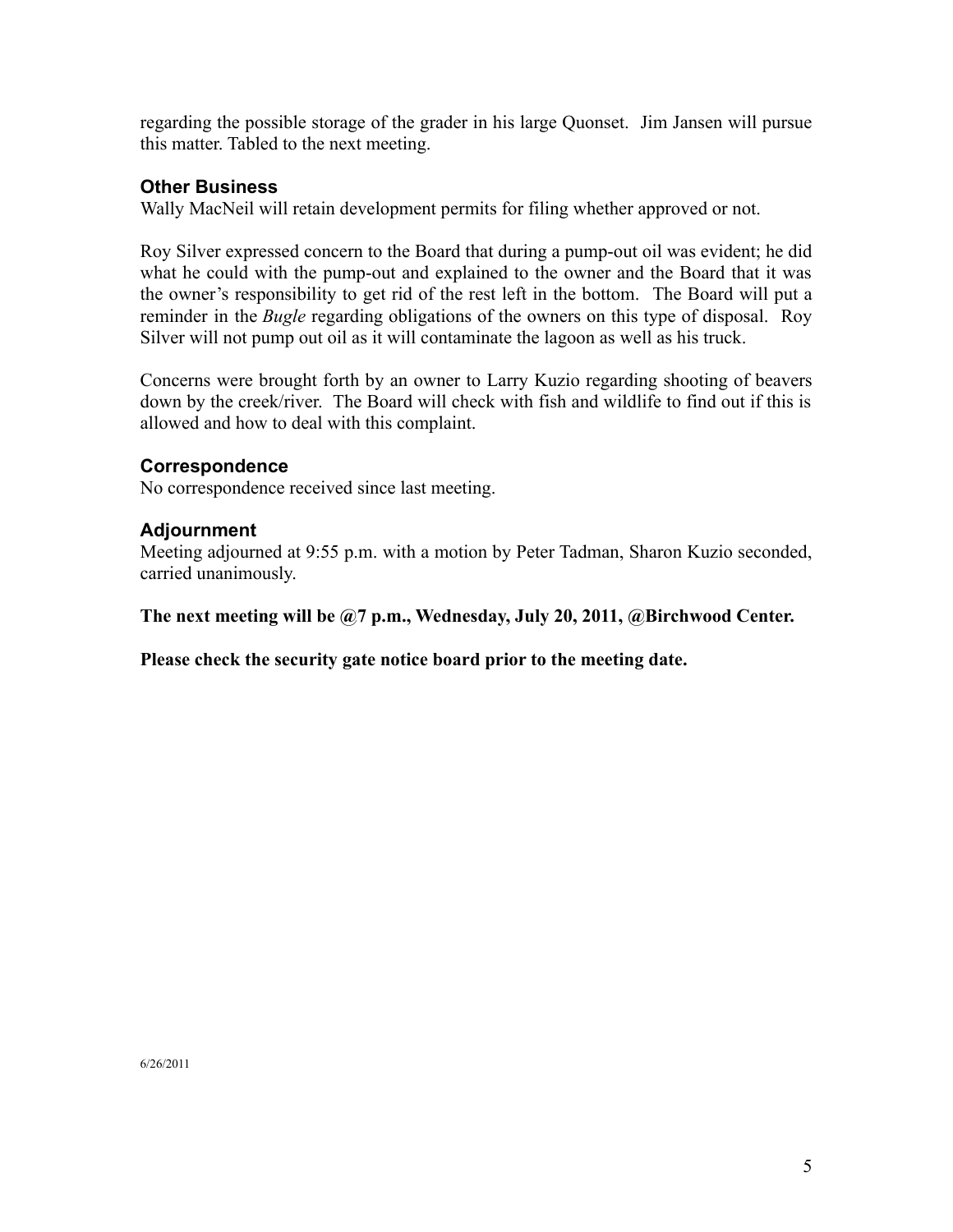regarding the possible storage of the grader in his large Quonset. Jim Jansen will pursue this matter. Tabled to the next meeting.

### Other Business

Wally MacNeil will retain development permits for filing whether approved or not.

Roy Silver expressed concern to the Board that during a pump-out oil was evident; he did what he could with the pump-out and explained to the owner and the Board that it was the owner's responsibility to get rid of the rest left in the bottom. The Board will put a reminder in the *Bugle* regarding obligations of the owners on this type of disposal. Roy Silver will not pump out oil as it will contaminate the lagoon as well as his truck.

Concerns were brought forth by an owner to Larry Kuzio regarding shooting of beavers down by the creek/river. The Board will check with fish and wildlife to find out if this is allowed and how to deal with this complaint.

### Correspondence

No correspondence received since last meeting.

### Adjournment

Meeting adjourned at 9:55 p.m. with a motion by Peter Tadman, Sharon Kuzio seconded, carried unanimously.

**The next meeting will be @7 p.m., Wednesday, July 20, 2011, @Birchwood Center.**

**Please check the security gate notice board prior to the meeting date.**

6/26/2011